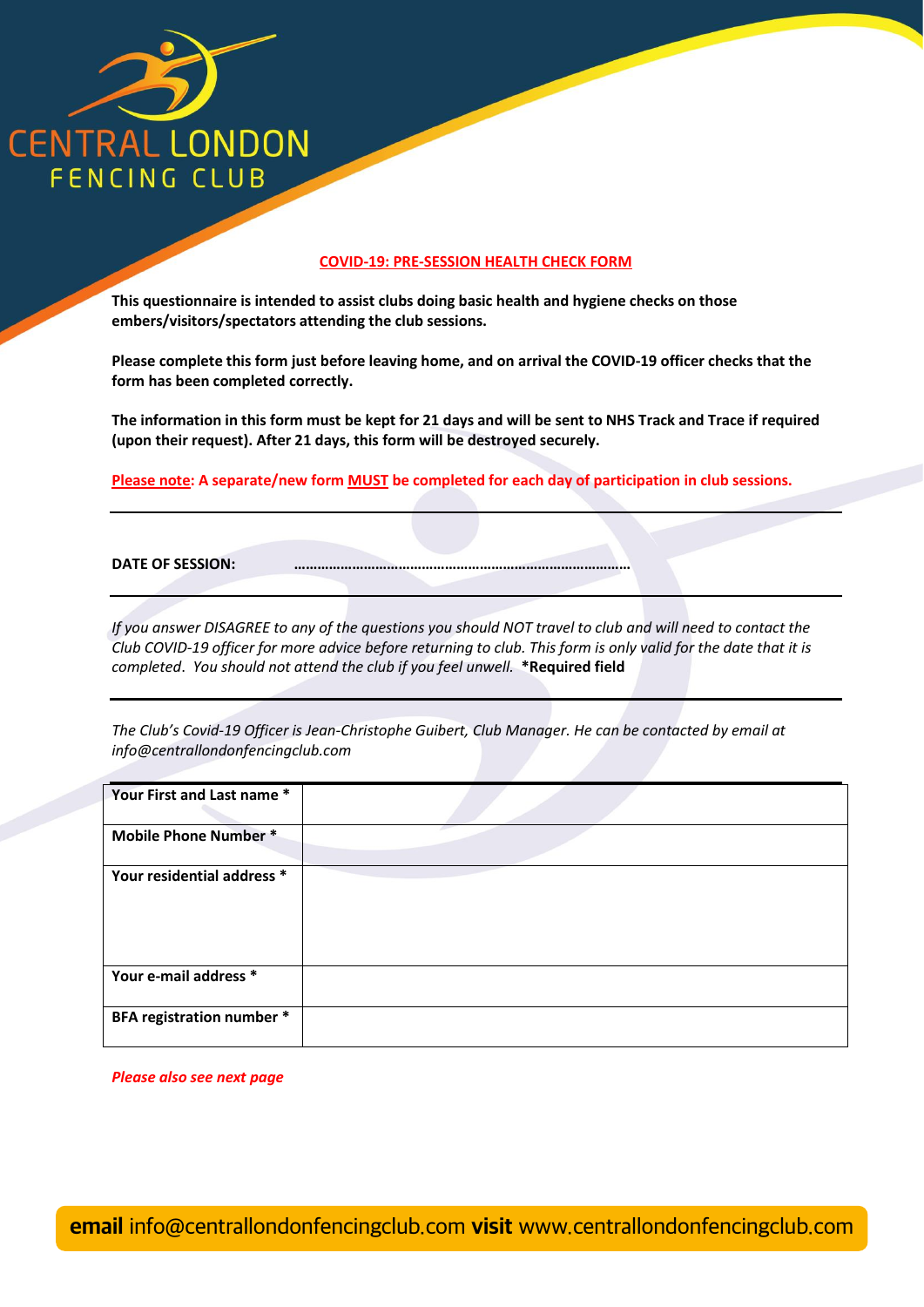CENTRAL LONDON
FENCING CLUB

## COVID-19: PRE-SESSION HEALTH CHECK FORM

**This questionnaire is intended to assist clubs doing basic health and hygiene checks on those embers/visitors/spectators attending the club sessions.**

**Please complete this form just before leaving home, and on arrival the COVID-19 officer checks that the form has been completed correctly.**

**The information in this form must be kept for 21 days and will be sent to NHS Track and Trace if required (upon their request). After 21 days, this form will be destroyed securely.**

**Please note: A separate/new form MUST be completed for each day of participation in club sessions.**

---

**DATE OF SESSION:** ……………………………………………………………………………

---

*If you answer DISAGREE to any of the questions you should NOT travel to club and will need to contact the Club COVID-19 officer for more advice before returning to club. This form is only valid for the date that it is completed. You should not attend the club if you feel unwell.* **\*Required field**

---

*The Club's Covid-19 Officer is Jean-Christophe Guibert, Club Manager. He can be contacted by email at info@centrallondonfencingclub.com*

| Field | Response |
|---|---|
| **Your First and Last name \*** | |
| **Mobile Phone Number \*** | |
| **Your residential address \*** | |
| **Your e-mail address \*** | |
| **BFA registration number \*** | |

***Please also see next page***

**email** info@centrallondonfencingclub.com **visit** www.centrallondonfencingclub.com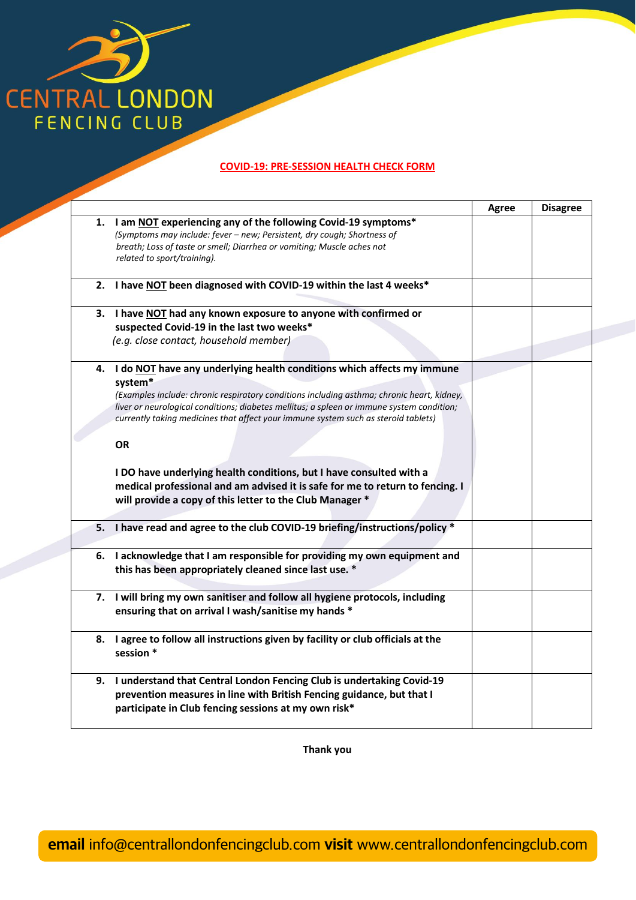CENTRAL LONDON
FENCING CLUB

## COVID-19: PRE-SESSION HEALTH CHECK FORM

| | Agree | Disagree |
|---|---|---|
| 1. **I am <u>NOT</u> experiencing any of the following Covid-19 symptoms*** *(Symptoms may include: fever – new; Persistent, dry cough; Shortness of breath; Loss of taste or smell; Diarrhea or vomiting; Muscle aches not related to sport/training).* | | |
| 2. **I have <u>NOT</u> been diagnosed with COVID-19 within the last 4 weeks*** | | |
| 3. **I have <u>NOT</u> had any known exposure to anyone with confirmed or suspected Covid-19 in the last two weeks*** *(e.g. close contact, household member)* | | |
| 4. **I do <u>NOT</u> have any underlying health conditions which affects my immune system*** *(Examples include: chronic respiratory conditions including asthma; chronic heart, kidney, liver or neurological conditions; diabetes mellitus; a spleen or immune system condition; currently taking medicines that affect your immune system such as steroid tablets)* **OR** **I DO have underlying health conditions, but I have consulted with a medical professional and am advised it is safe for me to return to fencing. I will provide a copy of this letter to the Club Manager *** | | |
| 5. **I have read and agree to the club COVID-19 briefing/instructions/policy *** | | |
| 6. **I acknowledge that I am responsible for providing my own equipment and this has been appropriately cleaned since last use. *** | | |
| 7. **I will bring my own sanitiser and follow all hygiene protocols, including ensuring that on arrival I wash/sanitise my hands *** | | |
| 8. **I agree to follow all instructions given by facility or club officials at the session *** | | |
| 9. **I understand that Central London Fencing Club is undertaking Covid-19 prevention measures in line with British Fencing guidance, but that I participate in Club fencing sessions at my own risk*** | | |

**Thank you**

**email** info@centrallondonfencingclub.com **visit** www.centrallondonfencingclub.com